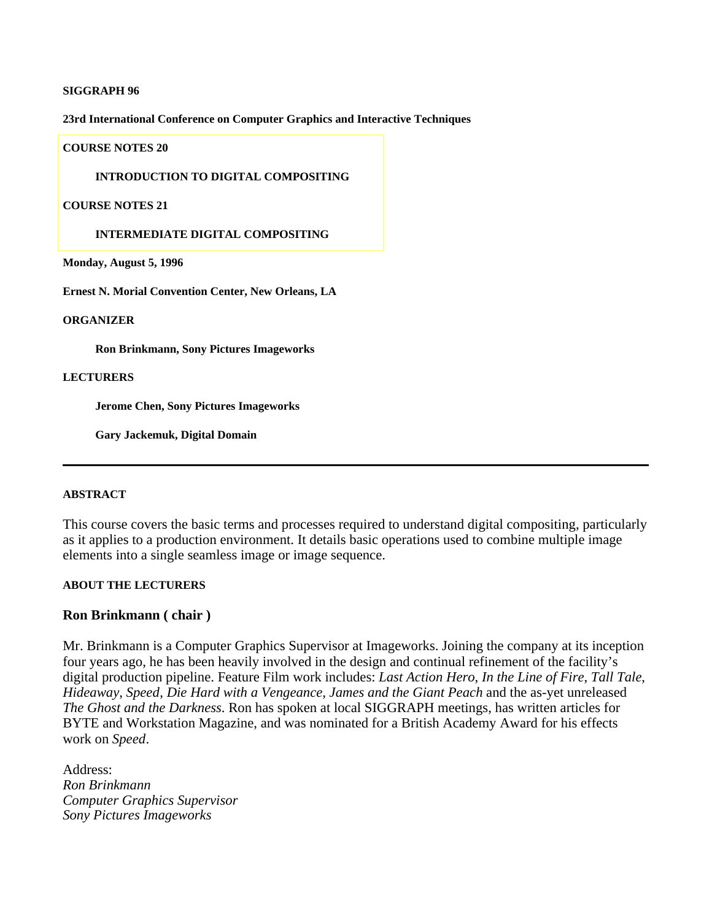**SIGGRAPH 96**

**23rd International Conference on Computer Graphics and Interactive Techniques**

**COURSE NOTES 20**

**INTRODUCTION TO DIGITAL COMPOSITING**

**COURSE NOTES 21**

**INTERMEDIATE DIGITAL COMPOSITING**

**Monday, August 5, 1996**

**Ernest N. Morial Convention Center, New Orleans, LA**

**ORGANIZER**

**Ron Brinkmann, Sony Pictures Imageworks**

**LECTURERS**

**Jerome Chen, Sony Pictures Imageworks**

**Gary Jackemuk, Digital Domain**

---

**ABSTRACT**

This course covers the basic terms and processes required to understand digital compositing, particularly as it applies to a production environment. It details basic operations used to combine multiple image elements into a single seamless image or image sequence.

**ABOUT THE LECTURERS**

### Ron Brinkmann ( chair )

Mr. Brinkmann is a Computer Graphics Supervisor at Imageworks. Joining the company at its inception four years ago, he has been heavily involved in the design and continual refinement of the facility's digital production pipeline. Feature Film work includes: *Last Action Hero*, *In the Line of Fire*, *Tall Tale*, *Hideaway*, *Speed*, *Die Hard with a Vengeance*, *James and the Giant Peach* and the as-yet unreleased *The Ghost and the Darkness*. Ron has spoken at local SIGGRAPH meetings, has written articles for BYTE and Workstation Magazine, and was nominated for a British Academy Award for his effects work on *Speed*.

Address:
*Ron Brinkmann*
*Computer Graphics Supervisor*
*Sony Pictures Imageworks*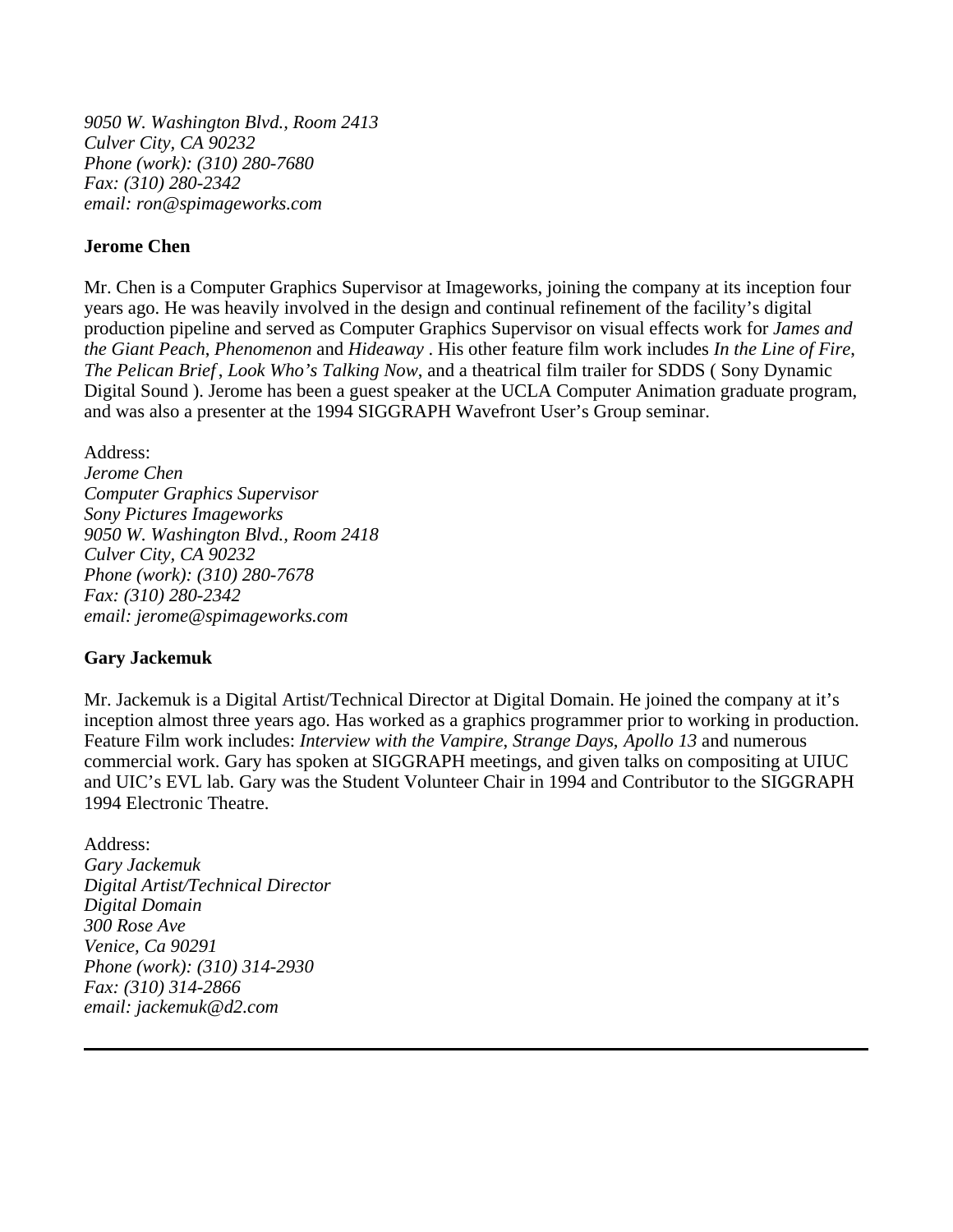*9050 W. Washington Blvd., Room 2413*
*Culver City, CA 90232*
*Phone (work): (310) 280-7680*
*Fax: (310) 280-2342*
*email: ron@spimageworks.com*

**Jerome Chen**

Mr. Chen is a Computer Graphics Supervisor at Imageworks, joining the company at its inception four years ago. He was heavily involved in the design and continual refinement of the facility's digital production pipeline and served as Computer Graphics Supervisor on visual effects work for *James and the Giant Peach*, *Phenomenon* and *Hideaway* . His other feature film work includes *In the Line of Fire*, *The Pelican Brief* , *Look Who's Talking Now*, and a theatrical film trailer for SDDS ( Sony Dynamic Digital Sound ). Jerome has been a guest speaker at the UCLA Computer Animation graduate program, and was also a presenter at the 1994 SIGGRAPH Wavefront User's Group seminar.

Address:
*Jerome Chen*
*Computer Graphics Supervisor*
*Sony Pictures Imageworks*
*9050 W. Washington Blvd., Room 2418*
*Culver City, CA 90232*
*Phone (work): (310) 280-7678*
*Fax: (310) 280-2342*
*email: jerome@spimageworks.com*

**Gary Jackemuk**

Mr. Jackemuk is a Digital Artist/Technical Director at Digital Domain. He joined the company at it's inception almost three years ago. Has worked as a graphics programmer prior to working in production. Feature Film work includes: *Interview with the Vampire*, *Strange Days*, *Apollo 13* and numerous commercial work. Gary has spoken at SIGGRAPH meetings, and given talks on compositing at UIUC and UIC's EVL lab. Gary was the Student Volunteer Chair in 1994 and Contributor to the SIGGRAPH 1994 Electronic Theatre.

Address:
*Gary Jackemuk*
*Digital Artist/Technical Director*
*Digital Domain*
*300 Rose Ave*
*Venice, Ca 90291*
*Phone (work): (310) 314-2930*
*Fax: (310) 314-2866*
*email: jackemuk@d2.com*

---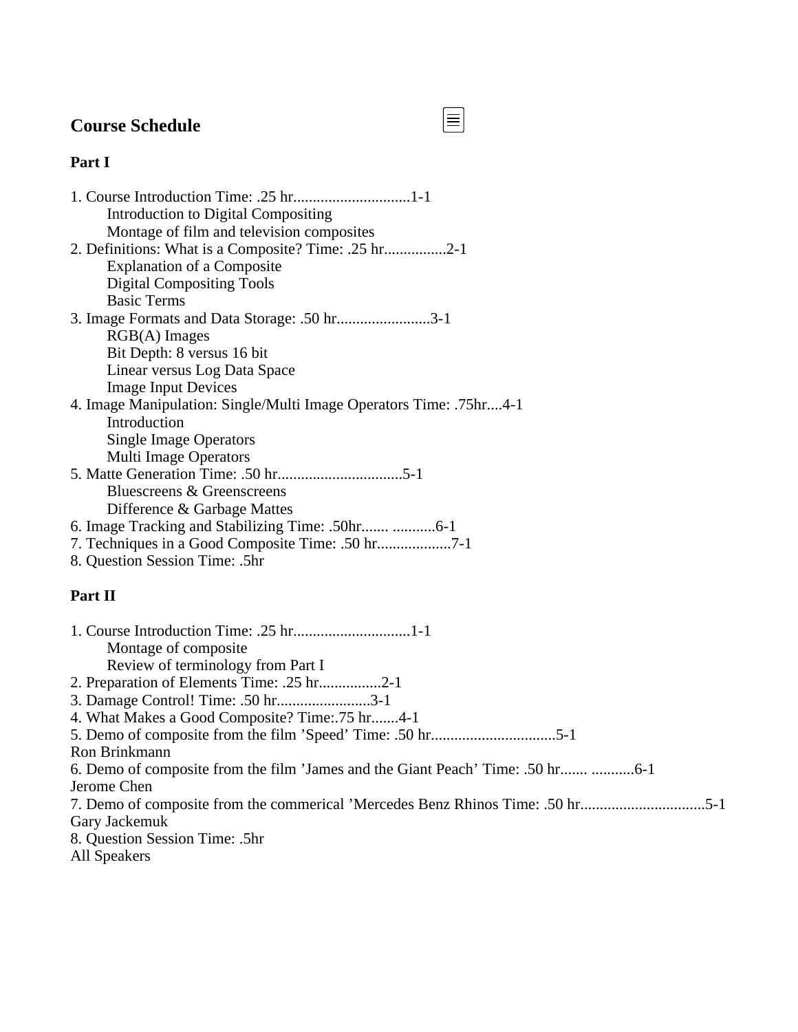# Course Schedule

**Part I**

1. Course Introduction Time: .25 hr..............................1-1
    - Introduction to Digital Compositing
    - Montage of film and television composites
2. Definitions: What is a Composite? Time: .25 hr................2-1
    - Explanation of a Composite
    - Digital Compositing Tools
    - Basic Terms
3. Image Formats and Data Storage: .50 hr........................3-1
    - RGB(A) Images
    - Bit Depth: 8 versus 16 bit
    - Linear versus Log Data Space
    - Image Input Devices
4. Image Manipulation: Single/Multi Image Operators Time: .75hr....4-1
    - Introduction
    - Single Image Operators
    - Multi Image Operators
5. Matte Generation Time: .50 hr................................5-1
    - Bluescreens & Greenscreens
    - Difference & Garbage Mattes
6. Image Tracking and Stabilizing Time: .50hr....... ...........6-1
7. Techniques in a Good Composite Time: .50 hr...................7-1
8. Question Session Time: .5hr

**Part II**

1. Course Introduction Time: .25 hr..............................1-1
    - Montage of composite
    - Review of terminology from Part I
2. Preparation of Elements Time: .25 hr................2-1
3. Damage Control! Time: .50 hr........................3-1
4. What Makes a Good Composite? Time:.75 hr.......4-1
5. Demo of composite from the film 'Speed' Time: .50 hr................................5-1
   Ron Brinkmann
6. Demo of composite from the film 'James and the Giant Peach' Time: .50 hr....... ...........6-1
   Jerome Chen
7. Demo of composite from the commerical 'Mercedes Benz Rhinos Time: .50 hr................................5-1
   Gary Jackemuk
8. Question Session Time: .5hr
   All Speakers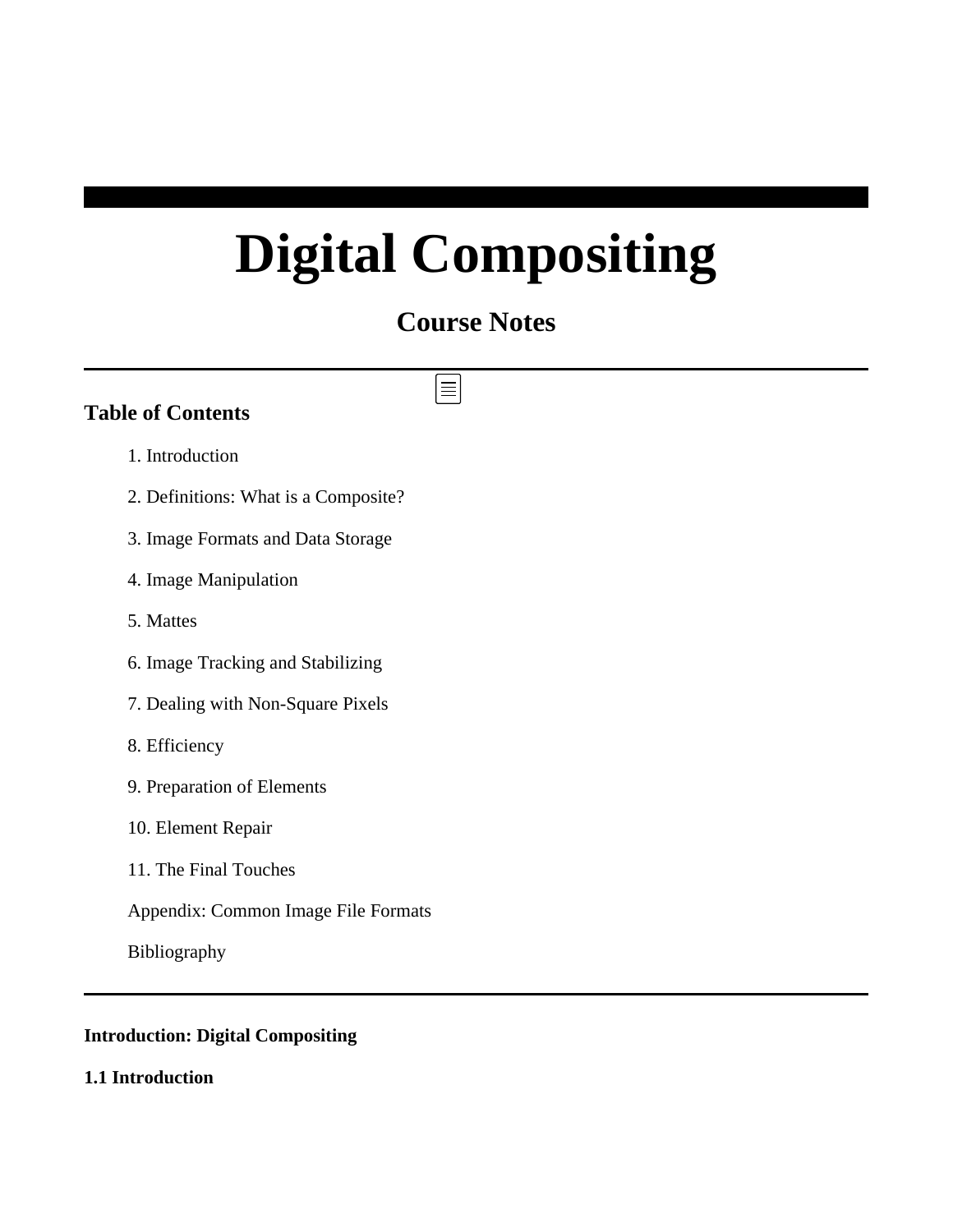# Digital Compositing

## Course Notes

---

### Table of Contents

1. Introduction
2. Definitions: What is a Composite?
3. Image Formats and Data Storage
4. Image Manipulation
5. Mattes
6. Image Tracking and Stabilizing
7. Dealing with Non-Square Pixels
8. Efficiency
9. Preparation of Elements
10. Element Repair
11. The Final Touches

Appendix: Common Image File Formats

Bibliography

---

**Introduction: Digital Compositing**

**1.1 Introduction**